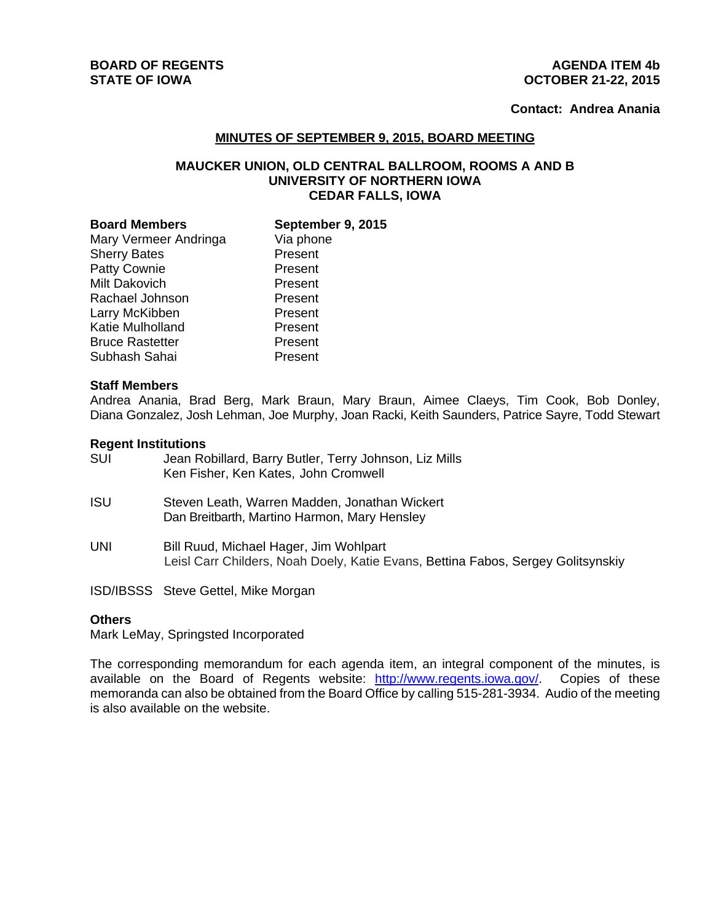**BOARD OF REGENTS**
**STATE OF IOWA**

**AGENDA ITEM 4b**
**OCTOBER 21-22, 2015**

**Contact: Andrea Anania**

## MINUTES OF SEPTEMBER 9, 2015, BOARD MEETING

### MAUCKER UNION, OLD CENTRAL BALLROOM, ROOMS A AND B
### UNIVERSITY OF NORTHERN IOWA
### CEDAR FALLS, IOWA

| **Board Members** | **September 9, 2015** |
|---|---|
| Mary Vermeer Andringa | Via phone |
| Sherry Bates | Present |
| Patty Cownie | Present |
| Milt Dakovich | Present |
| Rachael Johnson | Present |
| Larry McKibben | Present |
| Katie Mulholland | Present |
| Bruce Rastetter | Present |
| Subhash Sahai | Present |

**Staff Members**

Andrea Anania, Brad Berg, Mark Braun, Mary Braun, Aimee Claeys, Tim Cook, Bob Donley, Diana Gonzalez, Josh Lehman, Joe Murphy, Joan Racki, Keith Saunders, Patrice Sayre, Todd Stewart

**Regent Institutions**

| | |
|---|---|
| SUI | Jean Robillard, Barry Butler, Terry Johnson, Liz Mills<br>Ken Fisher, Ken Kates, John Cromwell |
| ISU | Steven Leath, Warren Madden, Jonathan Wickert<br>Dan Breitbarth, Martino Harmon, Mary Hensley |
| UNI | Bill Ruud, Michael Hager, Jim Wohlpart<br>Leisl Carr Childers, Noah Doely, Katie Evans, Bettina Fabos, Sergey Golitsynskiy |
| ISD/IBSSS | Steve Gettel, Mike Morgan |

**Others**

Mark LeMay, Springsted Incorporated

The corresponding memorandum for each agenda item, an integral component of the minutes, is available on the Board of Regents website: [http://www.regents.iowa.gov/](http://www.regents.iowa.gov/). Copies of these memoranda can also be obtained from the Board Office by calling 515-281-3934. Audio of the meeting is also available on the website.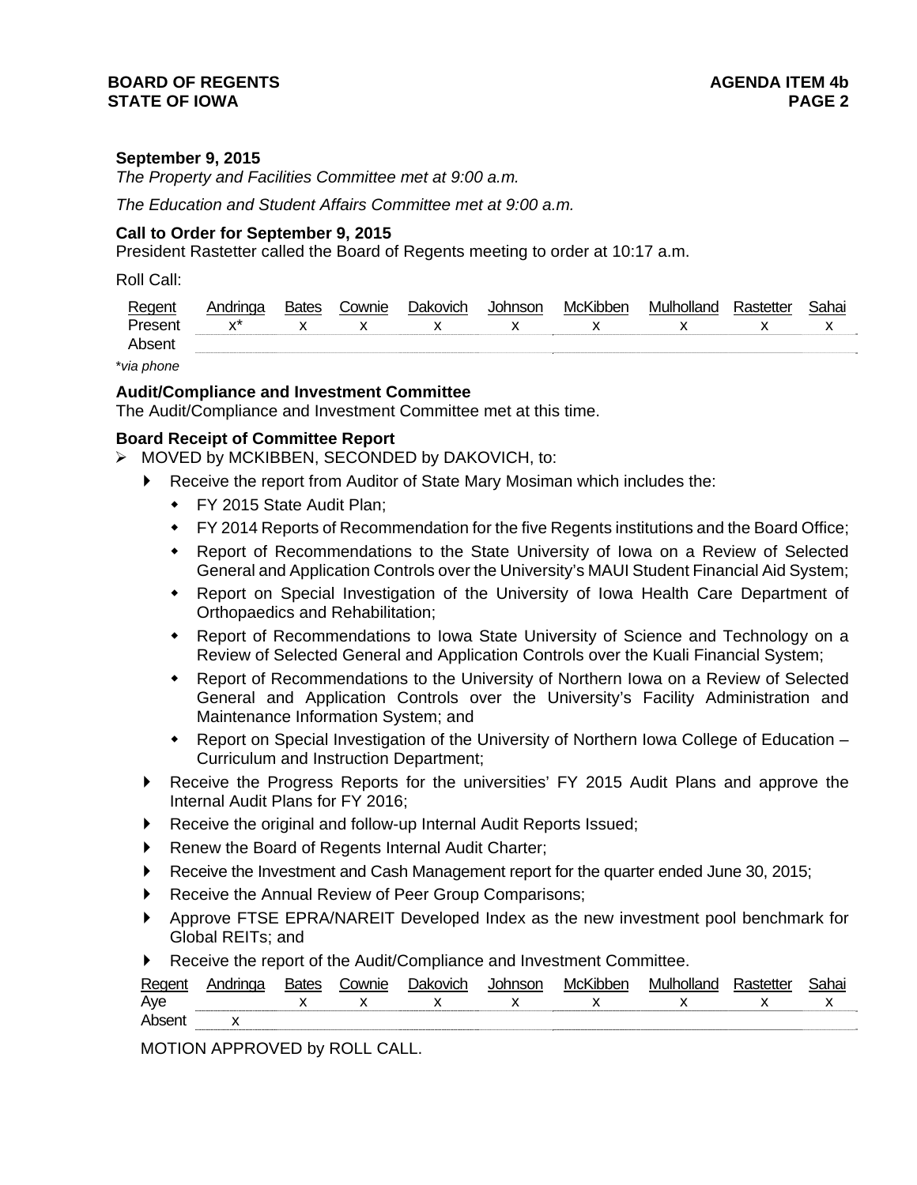**September 9, 2015**

*The Property and Facilities Committee met at 9:00 a.m.*

*The Education and Student Affairs Committee met at 9:00 a.m.*

**Call to Order for September 9, 2015**

President Rastetter called the Board of Regents meeting to order at 10:17 a.m.

Roll Call:

| Regent | Andringa | Bates | Cownie | Dakovich | Johnson | McKibben | Mulholland | Rastetter | Sahai |
|---|---|---|---|---|---|---|---|---|---|
| Present | x* | x | x | x | x | x | x | x | x |
| Absent | | | | | | | | | |

*via phone

**Audit/Compliance and Investment Committee**

The Audit/Compliance and Investment Committee met at this time.

**Board Receipt of Committee Report**

- MOVED by MCKIBBEN, SECONDED by DAKOVICH, to:
  - Receive the report from Auditor of State Mary Mosiman which includes the:
    - FY 2015 State Audit Plan;
    - FY 2014 Reports of Recommendation for the five Regents institutions and the Board Office;
    - Report of Recommendations to the State University of Iowa on a Review of Selected General and Application Controls over the University's MAUI Student Financial Aid System;
    - Report on Special Investigation of the University of Iowa Health Care Department of Orthopaedics and Rehabilitation;
    - Report of Recommendations to Iowa State University of Science and Technology on a Review of Selected General and Application Controls over the Kuali Financial System;
    - Report of Recommendations to the University of Northern Iowa on a Review of Selected General and Application Controls over the University's Facility Administration and Maintenance Information System; and
    - Report on Special Investigation of the University of Northern Iowa College of Education – Curriculum and Instruction Department;
  - Receive the Progress Reports for the universities' FY 2015 Audit Plans and approve the Internal Audit Plans for FY 2016;
  - Receive the original and follow-up Internal Audit Reports Issued;
  - Renew the Board of Regents Internal Audit Charter;
  - Receive the Investment and Cash Management report for the quarter ended June 30, 2015;
  - Receive the Annual Review of Peer Group Comparisons;
  - Approve FTSE EPRA/NAREIT Developed Index as the new investment pool benchmark for Global REITs; and
  - Receive the report of the Audit/Compliance and Investment Committee.

| Regent | Andringa | Bates | Cownie | Dakovich | Johnson | McKibben | Mulholland | Rastetter | Sahai |
|---|---|---|---|---|---|---|---|---|---|
| Aye | | x | x | x | x | x | x | x | x |
| Absent | x | | | | | | | | |

MOTION APPROVED by ROLL CALL.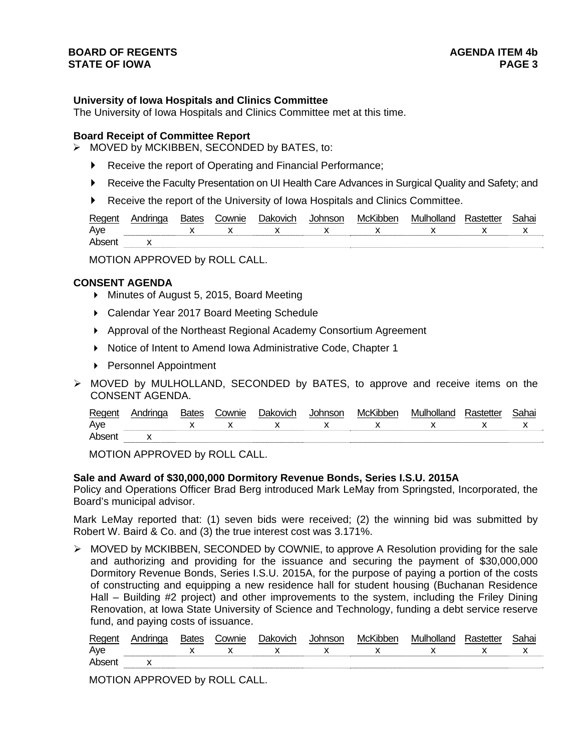**University of Iowa Hospitals and Clinics Committee**
The University of Iowa Hospitals and Clinics Committee met at this time.

**Board Receipt of Committee Report**

- MOVED by MCKIBBEN, SECONDED by BATES, to:
  - Receive the report of Operating and Financial Performance;
  - Receive the Faculty Presentation on UI Health Care Advances in Surgical Quality and Safety; and
  - Receive the report of the University of Iowa Hospitals and Clinics Committee.

| Regent | Andringa | Bates | Cownie | Dakovich | Johnson | McKibben | Mulholland | Rastetter | Sahai |
|---|---|---|---|---|---|---|---|---|---|
| Aye | | x | x | x | x | x | x | x | x |
| Absent | x | | | | | | | | |

MOTION APPROVED by ROLL CALL.

**CONSENT AGENDA**

- Minutes of August 5, 2015, Board Meeting
- Calendar Year 2017 Board Meeting Schedule
- Approval of the Northeast Regional Academy Consortium Agreement
- Notice of Intent to Amend Iowa Administrative Code, Chapter 1
- Personnel Appointment

- MOVED by MULHOLLAND, SECONDED by BATES, to approve and receive items on the CONSENT AGENDA.

| Regent | Andringa | Bates | Cownie | Dakovich | Johnson | McKibben | Mulholland | Rastetter | Sahai |
|---|---|---|---|---|---|---|---|---|---|
| Aye | | x | x | x | x | x | x | x | x |
| Absent | x | | | | | | | | |

MOTION APPROVED by ROLL CALL.

**Sale and Award of $30,000,000 Dormitory Revenue Bonds, Series I.S.U. 2015A**
Policy and Operations Officer Brad Berg introduced Mark LeMay from Springsted, Incorporated, the Board's municipal advisor.

Mark LeMay reported that: (1) seven bids were received; (2) the winning bid was submitted by Robert W. Baird & Co. and (3) the true interest cost was 3.171%.

- MOVED by MCKIBBEN, SECONDED by COWNIE, to approve A Resolution providing for the sale and authorizing and providing for the issuance and securing the payment of $30,000,000 Dormitory Revenue Bonds, Series I.S.U. 2015A, for the purpose of paying a portion of the costs of constructing and equipping a new residence hall for student housing (Buchanan Residence Hall – Building #2 project) and other improvements to the system, including the Friley Dining Renovation, at Iowa State University of Science and Technology, funding a debt service reserve fund, and paying costs of issuance.

| Regent | Andringa | Bates | Cownie | Dakovich | Johnson | McKibben | Mulholland | Rastetter | Sahai |
|---|---|---|---|---|---|---|---|---|---|
| Aye | | x | x | x | x | x | x | x | x |
| Absent | x | | | | | | | | |

MOTION APPROVED by ROLL CALL.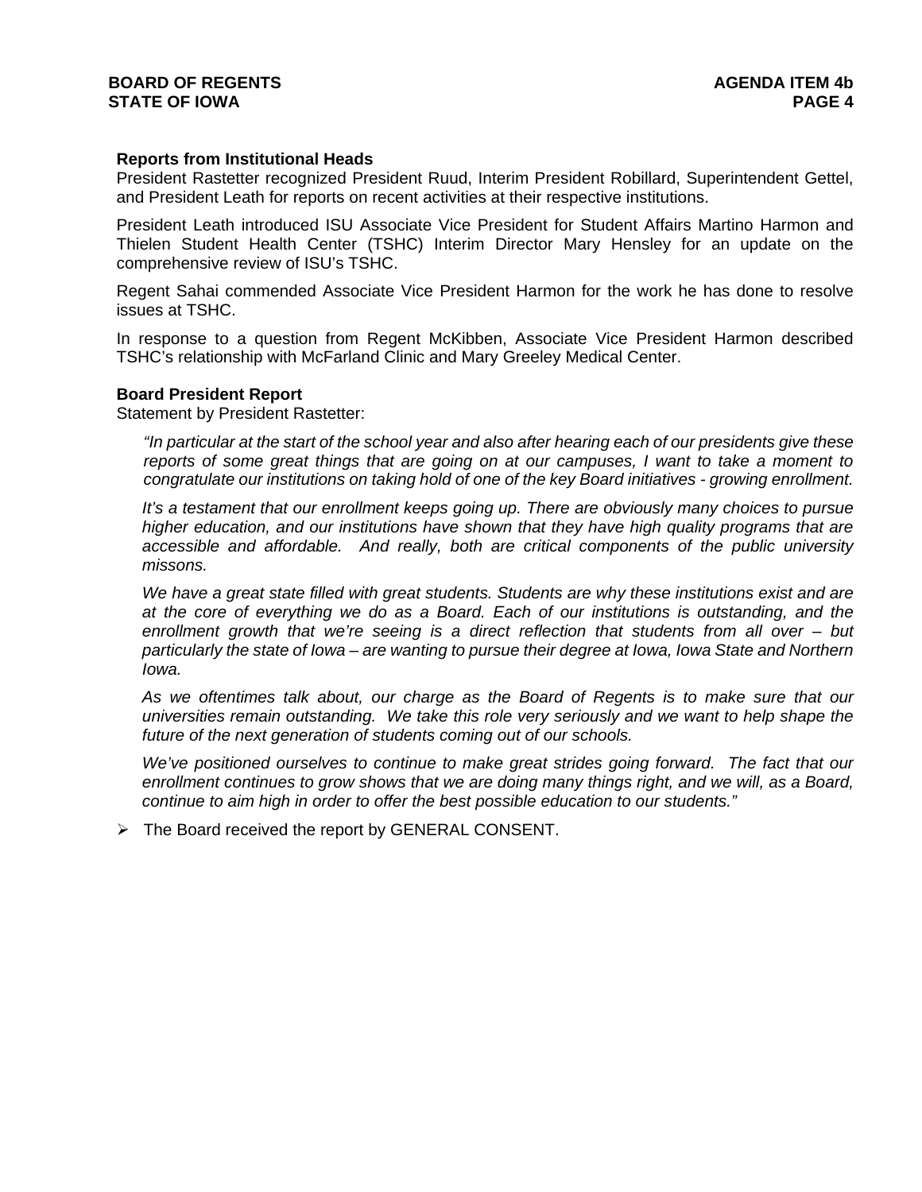**Reports from Institutional Heads**

President Rastetter recognized President Ruud, Interim President Robillard, Superintendent Gettel, and President Leath for reports on recent activities at their respective institutions.

President Leath introduced ISU Associate Vice President for Student Affairs Martino Harmon and Thielen Student Health Center (TSHC) Interim Director Mary Hensley for an update on the comprehensive review of ISU's TSHC.

Regent Sahai commended Associate Vice President Harmon for the work he has done to resolve issues at TSHC.

In response to a question from Regent McKibben, Associate Vice President Harmon described TSHC's relationship with McFarland Clinic and Mary Greeley Medical Center.

**Board President Report**

Statement by President Rastetter:

> *"In particular at the start of the school year and also after hearing each of our presidents give these reports of some great things that are going on at our campuses, I want to take a moment to congratulate our institutions on taking hold of one of the key Board initiatives - growing enrollment.*
>
> *It's a testament that our enrollment keeps going up. There are obviously many choices to pursue higher education, and our institutions have shown that they have high quality programs that are accessible and affordable. And really, both are critical components of the public university missons.*
>
> *We have a great state filled with great students. Students are why these institutions exist and are at the core of everything we do as a Board. Each of our institutions is outstanding, and the enrollment growth that we're seeing is a direct reflection that students from all over – but particularly the state of Iowa – are wanting to pursue their degree at Iowa, Iowa State and Northern Iowa.*
>
> *As we oftentimes talk about, our charge as the Board of Regents is to make sure that our universities remain outstanding. We take this role very seriously and we want to help shape the future of the next generation of students coming out of our schools.*
>
> *We've positioned ourselves to continue to make great strides going forward. The fact that our enrollment continues to grow shows that we are doing many things right, and we will, as a Board, continue to aim high in order to offer the best possible education to our students."*

- The Board received the report by GENERAL CONSENT.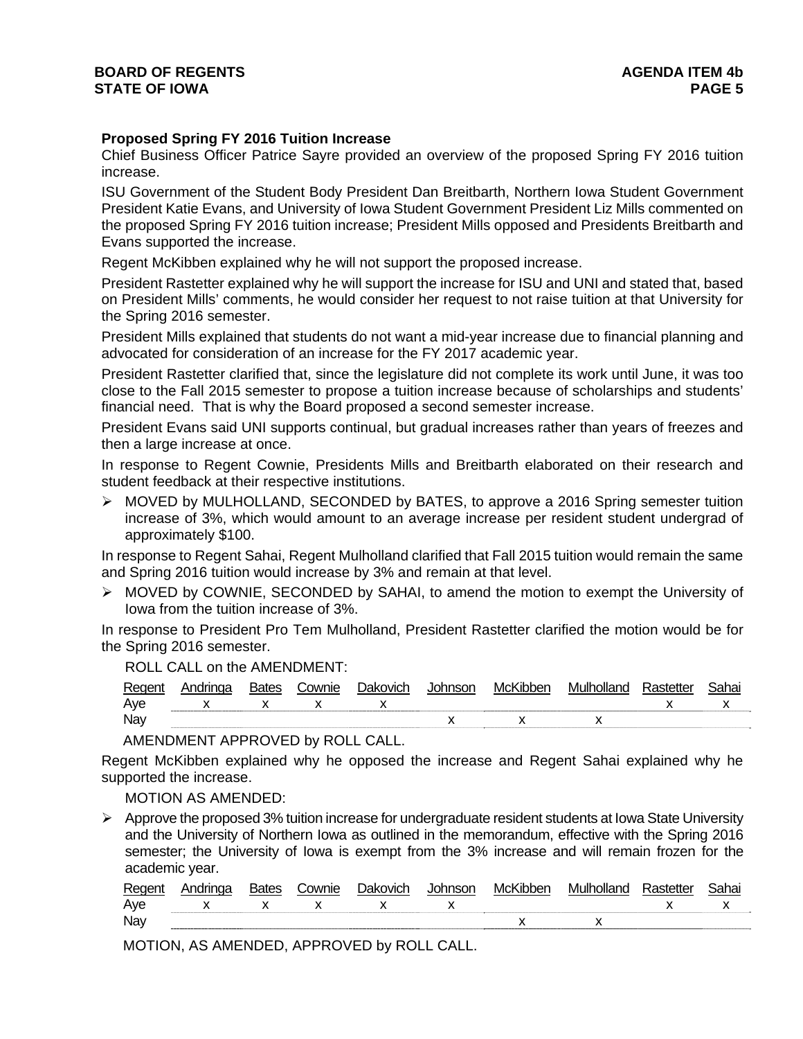**Proposed Spring FY 2016 Tuition Increase**

Chief Business Officer Patrice Sayre provided an overview of the proposed Spring FY 2016 tuition increase.

ISU Government of the Student Body President Dan Breitbarth, Northern Iowa Student Government President Katie Evans, and University of Iowa Student Government President Liz Mills commented on the proposed Spring FY 2016 tuition increase; President Mills opposed and Presidents Breitbarth and Evans supported the increase.

Regent McKibben explained why he will not support the proposed increase.

President Rastetter explained why he will support the increase for ISU and UNI and stated that, based on President Mills' comments, he would consider her request to not raise tuition at that University for the Spring 2016 semester.

President Mills explained that students do not want a mid-year increase due to financial planning and advocated for consideration of an increase for the FY 2017 academic year.

President Rastetter clarified that, since the legislature did not complete its work until June, it was too close to the Fall 2015 semester to propose a tuition increase because of scholarships and students' financial need. That is why the Board proposed a second semester increase.

President Evans said UNI supports continual, but gradual increases rather than years of freezes and then a large increase at once.

In response to Regent Cownie, Presidents Mills and Breitbarth elaborated on their research and student feedback at their respective institutions.

- MOVED by MULHOLLAND, SECONDED by BATES, to approve a 2016 Spring semester tuition increase of 3%, which would amount to an average increase per resident student undergrad of approximately $100.

In response to Regent Sahai, Regent Mulholland clarified that Fall 2015 tuition would remain the same and Spring 2016 tuition would increase by 3% and remain at that level.

- MOVED by COWNIE, SECONDED by SAHAI, to amend the motion to exempt the University of Iowa from the tuition increase of 3%.

In response to President Pro Tem Mulholland, President Rastetter clarified the motion would be for the Spring 2016 semester.

ROLL CALL on the AMENDMENT:

| Regent | Andringa | Bates | Cownie | Dakovich | Johnson | McKibben | Mulholland | Rastetter | Sahai |
|---|---|---|---|---|---|---|---|---|---|
| Aye | x | x | x | x | | | | x | x |
| Nay | | | | | x | x | x | | |

AMENDMENT APPROVED by ROLL CALL.

Regent McKibben explained why he opposed the increase and Regent Sahai explained why he supported the increase.

MOTION AS AMENDED:

- Approve the proposed 3% tuition increase for undergraduate resident students at Iowa State University and the University of Northern Iowa as outlined in the memorandum, effective with the Spring 2016 semester; the University of Iowa is exempt from the 3% increase and will remain frozen for the academic year.

| Regent | Andringa | Bates | Cownie | Dakovich | Johnson | McKibben | Mulholland | Rastetter | Sahai |
|---|---|---|---|---|---|---|---|---|---|
| Aye | x | x | x | x | x | | | x | x |
| Nay | | | | | | x | x | | |

MOTION, AS AMENDED, APPROVED by ROLL CALL.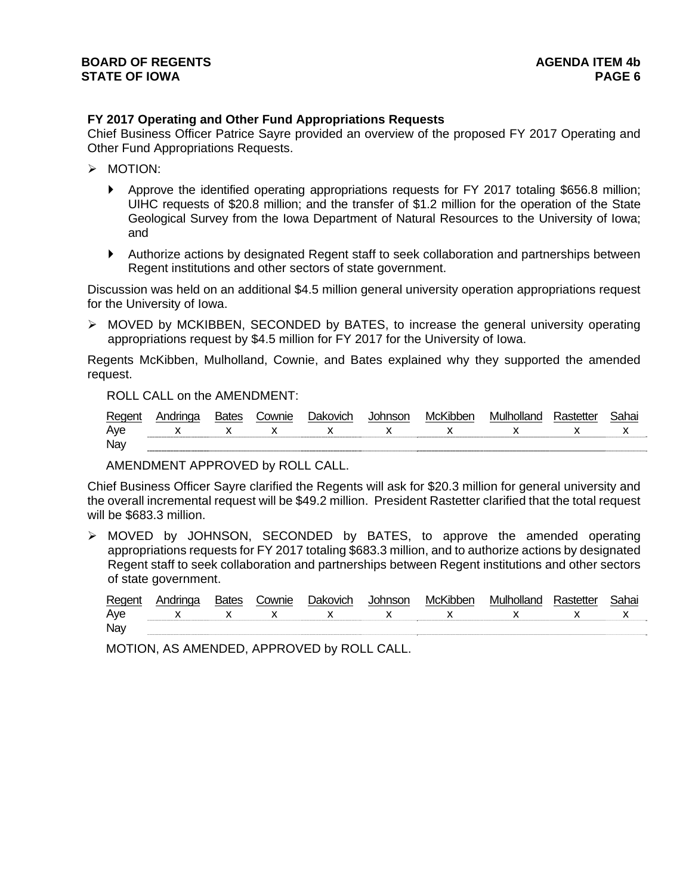**FY 2017 Operating and Other Fund Appropriations Requests**

Chief Business Officer Patrice Sayre provided an overview of the proposed FY 2017 Operating and Other Fund Appropriations Requests.

- MOTION:
  - Approve the identified operating appropriations requests for FY 2017 totaling $656.8 million; UIHC requests of $20.8 million; and the transfer of $1.2 million for the operation of the State Geological Survey from the Iowa Department of Natural Resources to the University of Iowa; and
  - Authorize actions by designated Regent staff to seek collaboration and partnerships between Regent institutions and other sectors of state government.

Discussion was held on an additional $4.5 million general university operation appropriations request for the University of Iowa.

- MOVED by MCKIBBEN, SECONDED by BATES, to increase the general university operating appropriations request by $4.5 million for FY 2017 for the University of Iowa.

Regents McKibben, Mulholland, Cownie, and Bates explained why they supported the amended request.

ROLL CALL on the AMENDMENT:

| Regent | Andringa | Bates | Cownie | Dakovich | Johnson | McKibben | Mulholland | Rastetter | Sahai |
|---|---|---|---|---|---|---|---|---|---|
| Aye | x | x | x | x | x | x | x | x | x |
| Nay | | | | | | | | | |

AMENDMENT APPROVED by ROLL CALL.

Chief Business Officer Sayre clarified the Regents will ask for $20.3 million for general university and the overall incremental request will be $49.2 million. President Rastetter clarified that the total request will be $683.3 million.

- MOVED by JOHNSON, SECONDED by BATES, to approve the amended operating appropriations requests for FY 2017 totaling $683.3 million, and to authorize actions by designated Regent staff to seek collaboration and partnerships between Regent institutions and other sectors of state government.

| Regent | Andringa | Bates | Cownie | Dakovich | Johnson | McKibben | Mulholland | Rastetter | Sahai |
|---|---|---|---|---|---|---|---|---|---|
| Aye | x | x | x | x | x | x | x | x | x |
| Nay | | | | | | | | | |

MOTION, AS AMENDED, APPROVED by ROLL CALL.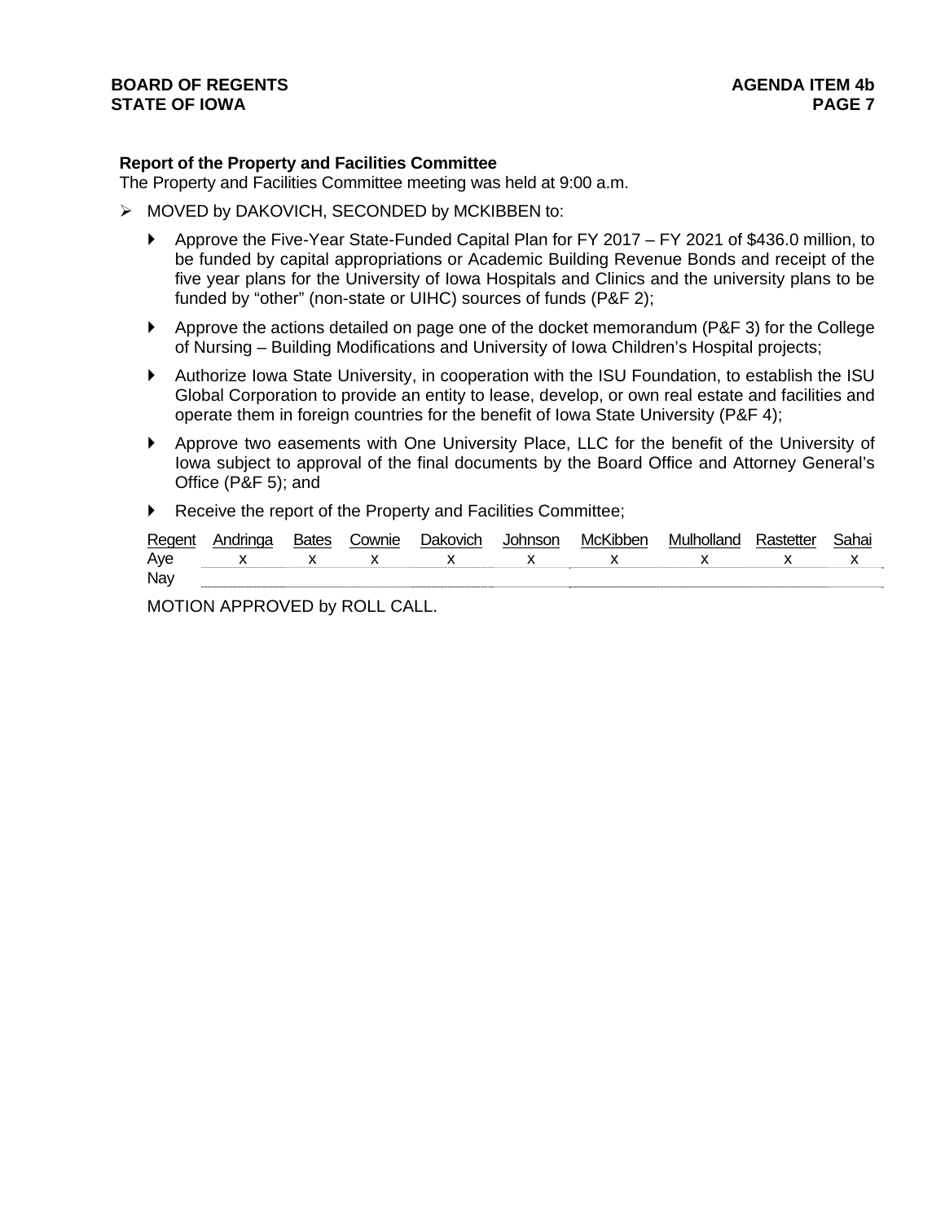**Report of the Property and Facilities Committee**
The Property and Facilities Committee meeting was held at 9:00 a.m.

- MOVED by DAKOVICH, SECONDED by MCKIBBEN to:
  - Approve the Five-Year State-Funded Capital Plan for FY 2017 – FY 2021 of $436.0 million, to be funded by capital appropriations or Academic Building Revenue Bonds and receipt of the five year plans for the University of Iowa Hospitals and Clinics and the university plans to be funded by "other" (non-state or UIHC) sources of funds (P&F 2);
  - Approve the actions detailed on page one of the docket memorandum (P&F 3) for the College of Nursing – Building Modifications and University of Iowa Children's Hospital projects;
  - Authorize Iowa State University, in cooperation with the ISU Foundation, to establish the ISU Global Corporation to provide an entity to lease, develop, or own real estate and facilities and operate them in foreign countries for the benefit of Iowa State University (P&F 4);
  - Approve two easements with One University Place, LLC for the benefit of the University of Iowa subject to approval of the final documents by the Board Office and Attorney General's Office (P&F 5); and
  - Receive the report of the Property and Facilities Committee;

| Regent | Andringa | Bates | Cownie | Dakovich | Johnson | McKibben | Mulholland | Rastetter | Sahai |
|---|---|---|---|---|---|---|---|---|---|
| Aye | x | x | x | x | x | x | x | x | x |
| Nay | | | | | | | | | |

MOTION APPROVED by ROLL CALL.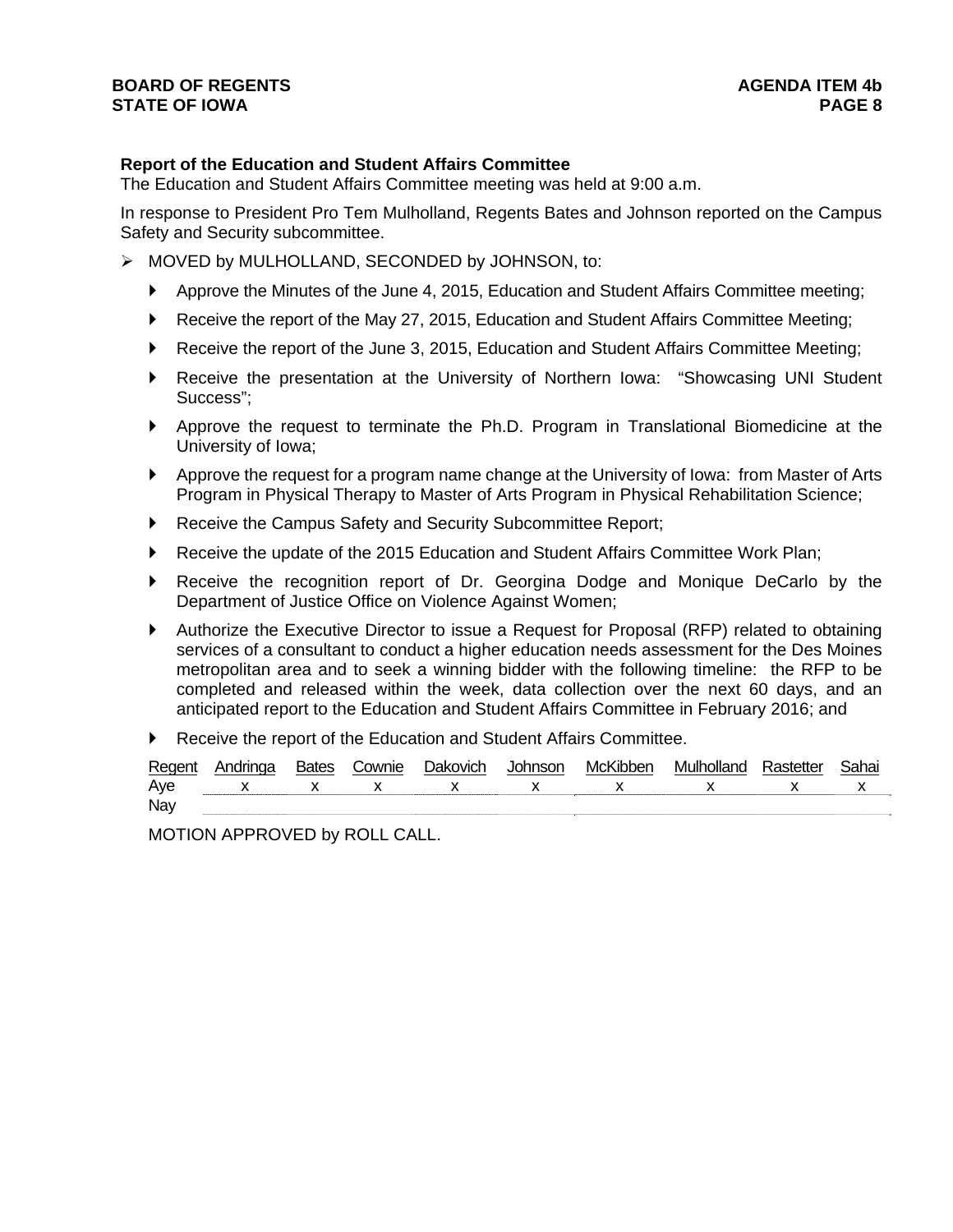**Report of the Education and Student Affairs Committee**

The Education and Student Affairs Committee meeting was held at 9:00 a.m.

In response to President Pro Tem Mulholland, Regents Bates and Johnson reported on the Campus Safety and Security subcommittee.

- MOVED by MULHOLLAND, SECONDED by JOHNSON, to:
  - Approve the Minutes of the June 4, 2015, Education and Student Affairs Committee meeting;
  - Receive the report of the May 27, 2015, Education and Student Affairs Committee Meeting;
  - Receive the report of the June 3, 2015, Education and Student Affairs Committee Meeting;
  - Receive the presentation at the University of Northern Iowa: "Showcasing UNI Student Success";
  - Approve the request to terminate the Ph.D. Program in Translational Biomedicine at the University of Iowa;
  - Approve the request for a program name change at the University of Iowa: from Master of Arts Program in Physical Therapy to Master of Arts Program in Physical Rehabilitation Science;
  - Receive the Campus Safety and Security Subcommittee Report;
  - Receive the update of the 2015 Education and Student Affairs Committee Work Plan;
  - Receive the recognition report of Dr. Georgina Dodge and Monique DeCarlo by the Department of Justice Office on Violence Against Women;
  - Authorize the Executive Director to issue a Request for Proposal (RFP) related to obtaining services of a consultant to conduct a higher education needs assessment for the Des Moines metropolitan area and to seek a winning bidder with the following timeline: the RFP to be completed and released within the week, data collection over the next 60 days, and an anticipated report to the Education and Student Affairs Committee in February 2016; and
  - Receive the report of the Education and Student Affairs Committee.

| Regent | Andringa | Bates | Cownie | Dakovich | Johnson | McKibben | Mulholland | Rastetter | Sahai |
|---|---|---|---|---|---|---|---|---|---|
| Aye | x | x | x | x | x | x | x | x | x |
| Nay | | | | | | | | | |

MOTION APPROVED by ROLL CALL.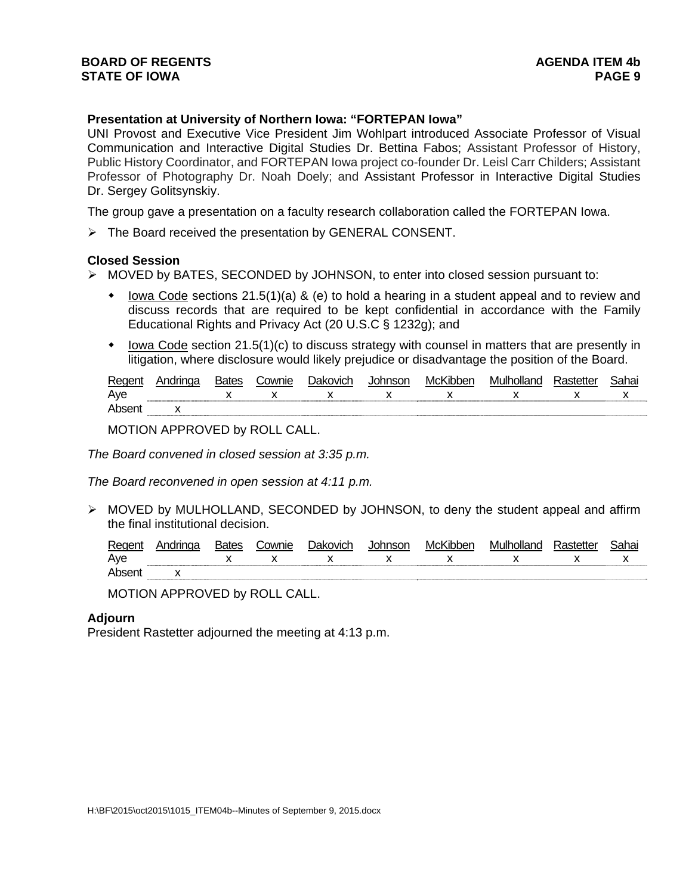**Presentation at University of Northern Iowa: "FORTEPAN Iowa"**

UNI Provost and Executive Vice President Jim Wohlpart introduced Associate Professor of Visual Communication and Interactive Digital Studies Dr. Bettina Fabos; Assistant Professor of History, Public History Coordinator, and FORTEPAN Iowa project co-founder Dr. Leisl Carr Childers; Assistant Professor of Photography Dr. Noah Doely; and Assistant Professor in Interactive Digital Studies Dr. Sergey Golitsynskiy.

The group gave a presentation on a faculty research collaboration called the FORTEPAN Iowa.

- The Board received the presentation by GENERAL CONSENT.

**Closed Session**

- MOVED by BATES, SECONDED by JOHNSON, to enter into closed session pursuant to:
  - Iowa Code sections 21.5(1)(a) & (e) to hold a hearing in a student appeal and to review and discuss records that are required to be kept confidential in accordance with the Family Educational Rights and Privacy Act (20 U.S.C § 1232g); and
  - Iowa Code section 21.5(1)(c) to discuss strategy with counsel in matters that are presently in litigation, where disclosure would likely prejudice or disadvantage the position of the Board.

| Regent | Andringa | Bates | Cownie | Dakovich | Johnson | McKibben | Mulholland | Rastetter | Sahai |
|---|---|---|---|---|---|---|---|---|---|
| Aye | | x | x | x | x | x | x | x | x |
| Absent | x | | | | | | | | |

MOTION APPROVED by ROLL CALL.

*The Board convened in closed session at 3:35 p.m.*

*The Board reconvened in open session at 4:11 p.m.*

- MOVED by MULHOLLAND, SECONDED by JOHNSON, to deny the student appeal and affirm the final institutional decision.

| Regent | Andringa | Bates | Cownie | Dakovich | Johnson | McKibben | Mulholland | Rastetter | Sahai |
|---|---|---|---|---|---|---|---|---|---|
| Aye | | x | x | x | x | x | x | x | x |
| Absent | x | | | | | | | | |

MOTION APPROVED by ROLL CALL.

**Adjourn**

President Rastetter adjourned the meeting at 4:13 p.m.

H:\BF\2015\oct2015\1015_ITEM04b--Minutes of September 9, 2015.docx